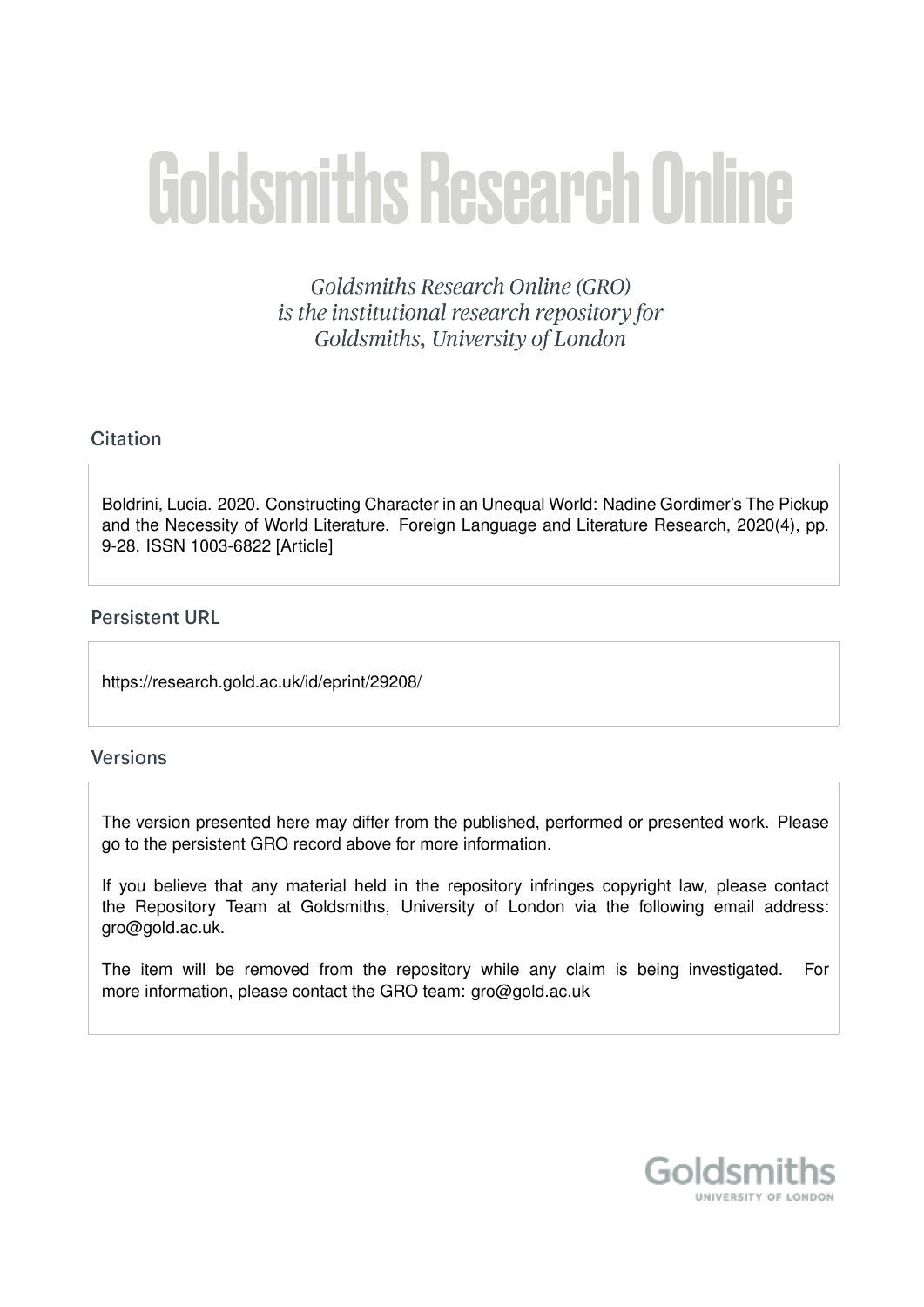# Goldsmiths Research Online

*Goldsmiths Research Online (GRO) is the institutional research repository for Goldsmiths, University of London*

## Citation

Boldrini, Lucia. 2020. Constructing Character in an Unequal World: Nadine Gordimer's The Pickup and the Necessity of World Literature. Foreign Language and Literature Research, 2020(4), pp. 9-28. ISSN 1003-6822 [Article]

## Persistent URL

https://research.gold.ac.uk/id/eprint/29208/

## Versions

The version presented here may differ from the published, performed or presented work. Please go to the persistent GRO record above for more information.

If you believe that any material held in the repository infringes copyright law, please contact the Repository Team at Goldsmiths, University of London via the following email address: gro@gold.ac.uk.

The item will be removed from the repository while any claim is being investigated. For more information, please contact the GRO team: gro@gold.ac.uk

Goldsmiths
UNIVERSITY OF LONDON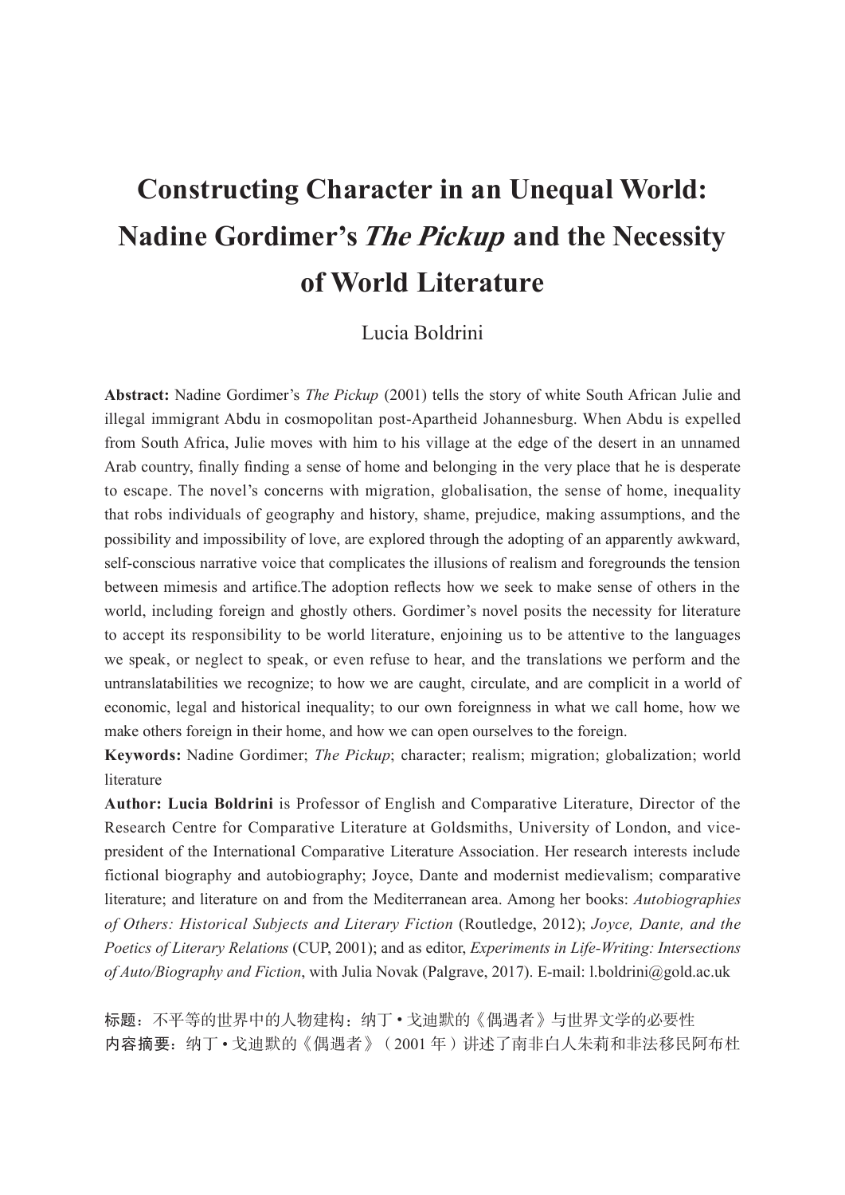# Constructing Character in an Unequal World: Nadine Gordimer's *The Pickup* and the Necessity of World Literature

Lucia Boldrini

**Abstract:** Nadine Gordimer's *The Pickup* (2001) tells the story of white South African Julie and illegal immigrant Abdu in cosmopolitan post-Apartheid Johannesburg. When Abdu is expelled from South Africa, Julie moves with him to his village at the edge of the desert in an unnamed Arab country, finally finding a sense of home and belonging in the very place that he is desperate to escape. The novel's concerns with migration, globalisation, the sense of home, inequality that robs individuals of geography and history, shame, prejudice, making assumptions, and the possibility and impossibility of love, are explored through the adopting of an apparently awkward, self-conscious narrative voice that complicates the illusions of realism and foregrounds the tension between mimesis and artifice.The adoption reflects how we seek to make sense of others in the world, including foreign and ghostly others. Gordimer's novel posits the necessity for literature to accept its responsibility to be world literature, enjoining us to be attentive to the languages we speak, or neglect to speak, or even refuse to hear, and the translations we perform and the untranslatabilities we recognize; to how we are caught, circulate, and are complicit in a world of economic, legal and historical inequality; to our own foreignness in what we call home, how we make others foreign in their home, and how we can open ourselves to the foreign.

**Keywords:** Nadine Gordimer; *The Pickup*; character; realism; migration; globalization; world literature

**Author: Lucia Boldrini** is Professor of English and Comparative Literature, Director of the Research Centre for Comparative Literature at Goldsmiths, University of London, and vice-president of the International Comparative Literature Association. Her research interests include fictional biography and autobiography; Joyce, Dante and modernist medievalism; comparative literature; and literature on and from the Mediterranean area. Among her books: *Autobiographies of Others: Historical Subjects and Literary Fiction* (Routledge, 2012); *Joyce, Dante, and the Poetics of Literary Relations* (CUP, 2001); and as editor, *Experiments in Life-Writing: Intersections of Auto/Biography and Fiction*, with Julia Novak (Palgrave, 2017). E-mail: l.boldrini@gold.ac.uk

**标题：**不平等的世界中的人物建构：纳丁·戈迪默的《偶遇者》与世界文学的必要性

**内容摘要：**纳丁·戈迪默的《偶遇者》（2001 年）讲述了南非白人朱莉和非法移民阿布杜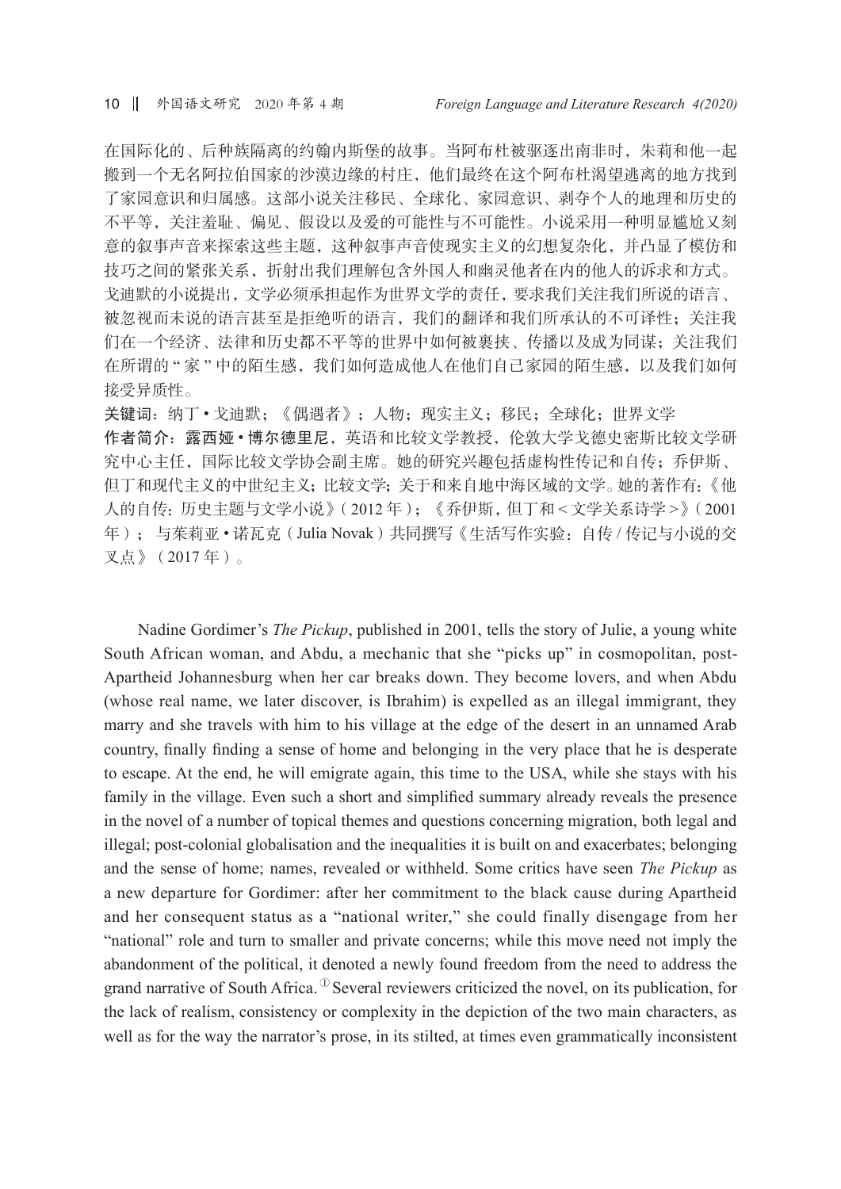在国际化的、后种族隔离的约翰内斯堡的故事。当阿布杜被驱逐出南非时，朱莉和他一起搬到一个无名阿拉伯国家的沙漠边缘的村庄，他们最终在这个阿布杜渴望逃离的地方找到了家园意识和归属感。这部小说关注移民、全球化、家园意识、剥夺个人的地理和历史的不平等，关注羞耻、偏见、假设以及爱的可能性与不可能性。小说采用一种明显尴尬又刻意的叙事声音来探索这些主题，这种叙事声音使现实主义的幻想复杂化，并凸显了模仿和技巧之间的紧张关系，折射出我们理解包含外国人和幽灵他者在内的他人的诉求和方式。戈迪默的小说提出，文学必须承担起作为世界文学的责任，要求我们关注我们所说的语言、被忽视而未说的语言甚至是拒绝听的语言，我们的翻译和我们所承认的不可译性；关注我们在一个经济、法律和历史都不平等的世界中如何被裹挟、传播以及成为同谋；关注我们在所谓的“家”中的陌生感，我们如何造成他人在他们自己家园的陌生感，以及我们如何接受异质性。

**关键词**：纳丁•戈迪默；《偶遇者》；人物；现实主义；移民；全球化；世界文学

**作者简介**：**露西娅•博尔德里尼**，英语和比较文学教授，伦敦大学戈德史密斯比较文学研究中心主任，国际比较文学协会副主席。她的研究兴趣包括虚构性传记和自传；乔伊斯、但丁和现代主义的中世纪主义；比较文学；关于和来自地中海区域的文学。她的著作有：《他人的自传：历史主题与文学小说》（2012 年）；《乔伊斯，但丁和<文学关系诗学>》（2001 年）；与茱莉亚•诺瓦克（Julia Novak）共同撰写《生活写作实验：自传 / 传记与小说的交叉点》（2017 年）。

Nadine Gordimer's *The Pickup*, published in 2001, tells the story of Julie, a young white South African woman, and Abdu, a mechanic that she "picks up" in cosmopolitan, post-Apartheid Johannesburg when her car breaks down. They become lovers, and when Abdu (whose real name, we later discover, is Ibrahim) is expelled as an illegal immigrant, they marry and she travels with him to his village at the edge of the desert in an unnamed Arab country, finally finding a sense of home and belonging in the very place that he is desperate to escape. At the end, he will emigrate again, this time to the USA, while she stays with his family in the village. Even such a short and simplified summary already reveals the presence in the novel of a number of topical themes and questions concerning migration, both legal and illegal; post-colonial globalisation and the inequalities it is built on and exacerbates; belonging and the sense of home; names, revealed or withheld. Some critics have seen *The Pickup* as a new departure for Gordimer: after her commitment to the black cause during Apartheid and her consequent status as a "national writer," she could finally disengage from her "national" role and turn to smaller and private concerns; while this move need not imply the abandonment of the political, it denoted a newly found freedom from the need to address the grand narrative of South Africa.[①] Several reviewers criticized the novel, on its publication, for the lack of realism, consistency or complexity in the depiction of the two main characters, as well as for the way the narrator's prose, in its stilted, at times even grammatically inconsistent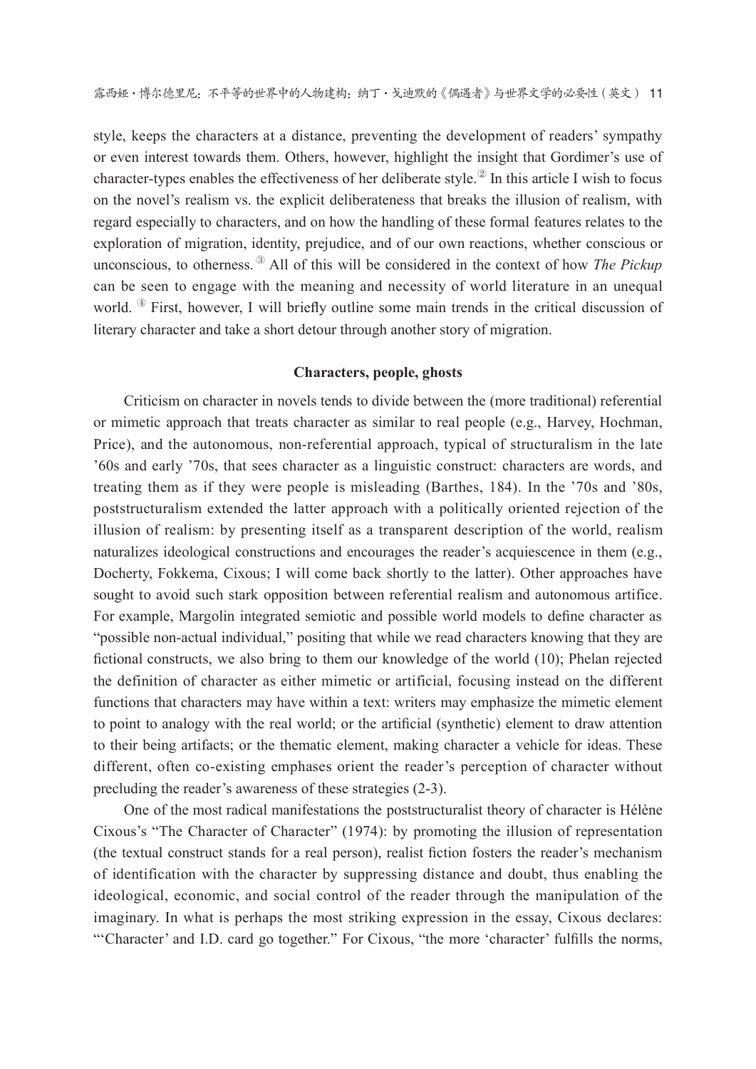style, keeps the characters at a distance, preventing the development of readers' sympathy or even interest towards them. Others, however, highlight the insight that Gordimer's use of character-types enables the effectiveness of her deliberate style.[②] In this article I wish to focus on the novel's realism vs. the explicit deliberateness that breaks the illusion of realism, with regard especially to characters, and on how the handling of these formal features relates to the exploration of migration, identity, prejudice, and of our own reactions, whether conscious or unconscious, to otherness.[③] All of this will be considered in the context of how *The Pickup* can be seen to engage with the meaning and necessity of world literature in an unequal world.[④] First, however, I will briefly outline some main trends in the critical discussion of literary character and take a short detour through another story of migration.

## Characters, people, ghosts

Criticism on character in novels tends to divide between the (more traditional) referential or mimetic approach that treats character as similar to real people (e.g., Harvey, Hochman, Price), and the autonomous, non-referential approach, typical of structuralism in the late '60s and early '70s, that sees character as a linguistic construct: characters are words, and treating them as if they were people is misleading (Barthes, 184). In the '70s and '80s, poststructuralism extended the latter approach with a politically oriented rejection of the illusion of realism: by presenting itself as a transparent description of the world, realism naturalizes ideological constructions and encourages the reader's acquiescence in them (e.g., Docherty, Fokkema, Cixous; I will come back shortly to the latter). Other approaches have sought to avoid such stark opposition between referential realism and autonomous artifice. For example, Margolin integrated semiotic and possible world models to define character as "possible non-actual individual," positing that while we read characters knowing that they are fictional constructs, we also bring to them our knowledge of the world (10); Phelan rejected the definition of character as either mimetic or artificial, focusing instead on the different functions that characters may have within a text: writers may emphasize the mimetic element to point to analogy with the real world; or the artificial (synthetic) element to draw attention to their being artifacts; or the thematic element, making character a vehicle for ideas. These different, often co-existing emphases orient the reader's perception of character without precluding the reader's awareness of these strategies (2-3).

One of the most radical manifestations the poststructuralist theory of character is Hélène Cixous's "The Character of Character" (1974): by promoting the illusion of representation (the textual construct stands for a real person), realist fiction fosters the reader's mechanism of identification with the character by suppressing distance and doubt, thus enabling the ideological, economic, and social control of the reader through the manipulation of the imaginary. In what is perhaps the most striking expression in the essay, Cixous declares: "'Character' and I.D. card go together." For Cixous, "the more 'character' fulfills the norms,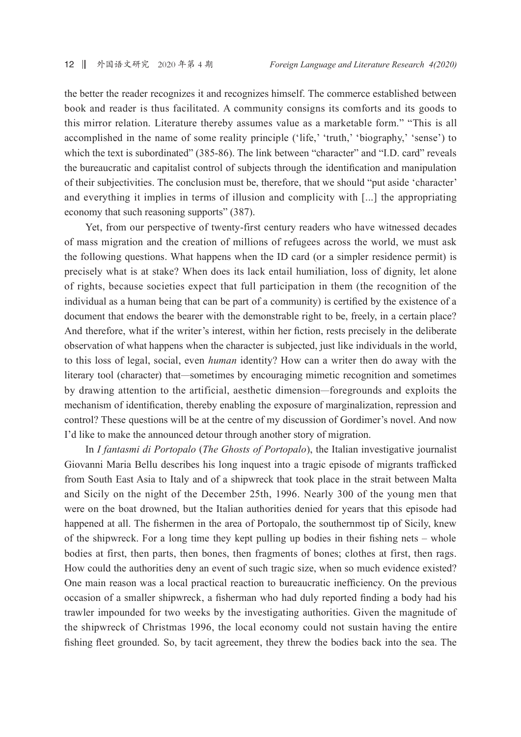the better the reader recognizes it and recognizes himself. The commerce established between book and reader is thus facilitated. A community consigns its comforts and its goods to this mirror relation. Literature thereby assumes value as a marketable form." "This is all accomplished in the name of some reality principle ('life,' 'truth,' 'biography,' 'sense') to which the text is subordinated" (385-86). The link between "character" and "I.D. card" reveals the bureaucratic and capitalist control of subjects through the identification and manipulation of their subjectivities. The conclusion must be, therefore, that we should "put aside 'character' and everything it implies in terms of illusion and complicity with [...] the appropriating economy that such reasoning supports" (387).

Yet, from our perspective of twenty-first century readers who have witnessed decades of mass migration and the creation of millions of refugees across the world, we must ask the following questions. What happens when the ID card (or a simpler residence permit) is precisely what is at stake? When does its lack entail humiliation, loss of dignity, let alone of rights, because societies expect that full participation in them (the recognition of the individual as a human being that can be part of a community) is certified by the existence of a document that endows the bearer with the demonstrable right to be, freely, in a certain place? And therefore, what if the writer's interest, within her fiction, rests precisely in the deliberate observation of what happens when the character is subjected, just like individuals in the world, to this loss of legal, social, even *human* identity? How can a writer then do away with the literary tool (character) that—sometimes by encouraging mimetic recognition and sometimes by drawing attention to the artificial, aesthetic dimension—foregrounds and exploits the mechanism of identification, thereby enabling the exposure of marginalization, repression and control? These questions will be at the centre of my discussion of Gordimer's novel. And now I'd like to make the announced detour through another story of migration.

In *I fantasmi di Portopalo* (*The Ghosts of Portopalo*), the Italian investigative journalist Giovanni Maria Bellu describes his long inquest into a tragic episode of migrants trafficked from South East Asia to Italy and of a shipwreck that took place in the strait between Malta and Sicily on the night of the December 25th, 1996. Nearly 300 of the young men that were on the boat drowned, but the Italian authorities denied for years that this episode had happened at all. The fishermen in the area of Portopalo, the southernmost tip of Sicily, knew of the shipwreck. For a long time they kept pulling up bodies in their fishing nets – whole bodies at first, then parts, then bones, then fragments of bones; clothes at first, then rags. How could the authorities deny an event of such tragic size, when so much evidence existed? One main reason was a local practical reaction to bureaucratic inefficiency. On the previous occasion of a smaller shipwreck, a fisherman who had duly reported finding a body had his trawler impounded for two weeks by the investigating authorities. Given the magnitude of the shipwreck of Christmas 1996, the local economy could not sustain having the entire fishing fleet grounded. So, by tacit agreement, they threw the bodies back into the sea. The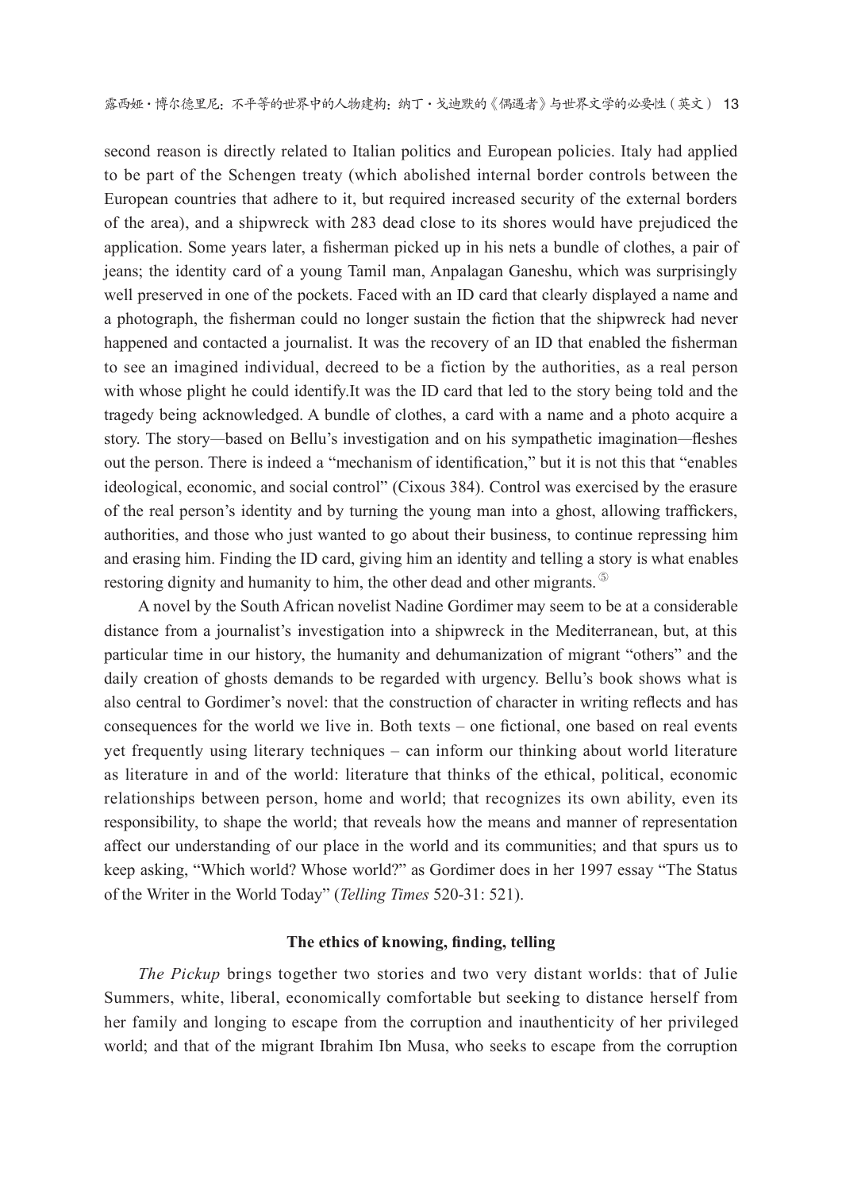second reason is directly related to Italian politics and European policies. Italy had applied to be part of the Schengen treaty (which abolished internal border controls between the European countries that adhere to it, but required increased security of the external borders of the area), and a shipwreck with 283 dead close to its shores would have prejudiced the application. Some years later, a fisherman picked up in his nets a bundle of clothes, a pair of jeans; the identity card of a young Tamil man, Anpalagan Ganeshu, which was surprisingly well preserved in one of the pockets. Faced with an ID card that clearly displayed a name and a photograph, the fisherman could no longer sustain the fiction that the shipwreck had never happened and contacted a journalist. It was the recovery of an ID that enabled the fisherman to see an imagined individual, decreed to be a fiction by the authorities, as a real person with whose plight he could identify.It was the ID card that led to the story being told and the tragedy being acknowledged. A bundle of clothes, a card with a name and a photo acquire a story. The story—based on Bellu's investigation and on his sympathetic imagination—fleshes out the person. There is indeed a "mechanism of identification," but it is not this that "enables ideological, economic, and social control" (Cixous 384). Control was exercised by the erasure of the real person's identity and by turning the young man into a ghost, allowing traffickers, authorities, and those who just wanted to go about their business, to continue repressing him and erasing him. Finding the ID card, giving him an identity and telling a story is what enables restoring dignity and humanity to him, the other dead and other migrants. ⑤

A novel by the South African novelist Nadine Gordimer may seem to be at a considerable distance from a journalist's investigation into a shipwreck in the Mediterranean, but, at this particular time in our history, the humanity and dehumanization of migrant "others" and the daily creation of ghosts demands to be regarded with urgency. Bellu's book shows what is also central to Gordimer's novel: that the construction of character in writing reflects and has consequences for the world we live in. Both texts – one fictional, one based on real events yet frequently using literary techniques – can inform our thinking about world literature as literature in and of the world: literature that thinks of the ethical, political, economic relationships between person, home and world; that recognizes its own ability, even its responsibility, to shape the world; that reveals how the means and manner of representation affect our understanding of our place in the world and its communities; and that spurs us to keep asking, "Which world? Whose world?" as Gordimer does in her 1997 essay "The Status of the Writer in the World Today" (*Telling Times* 520-31: 521).

## The ethics of knowing, finding, telling

*The Pickup* brings together two stories and two very distant worlds: that of Julie Summers, white, liberal, economically comfortable but seeking to distance herself from her family and longing to escape from the corruption and inauthenticity of her privileged world; and that of the migrant Ibrahim Ibn Musa, who seeks to escape from the corruption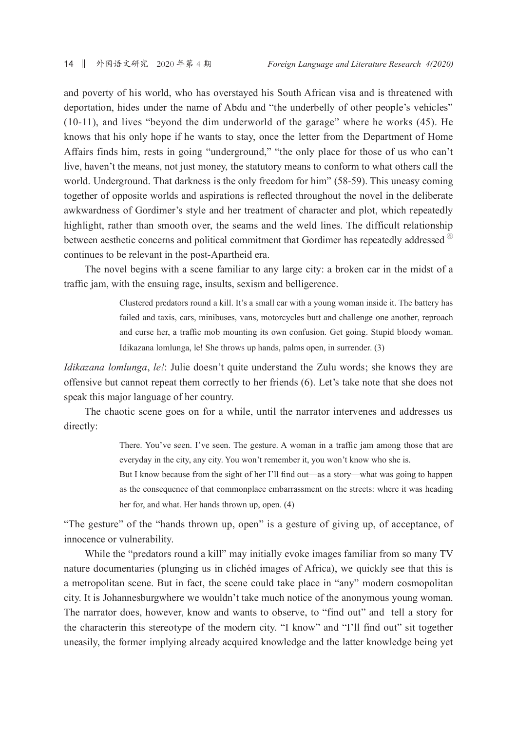and poverty of his world, who has overstayed his South African visa and is threatened with deportation, hides under the name of Abdu and "the underbelly of other people's vehicles" (10-11), and lives "beyond the dim underworld of the garage" where he works (45). He knows that his only hope if he wants to stay, once the letter from the Department of Home Affairs finds him, rests in going "underground," "the only place for those of us who can't live, haven't the means, not just money, the statutory means to conform to what others call the world. Underground. That darkness is the only freedom for him" (58-59). This uneasy coming together of opposite worlds and aspirations is reflected throughout the novel in the deliberate awkwardness of Gordimer's style and her treatment of character and plot, which repeatedly highlight, rather than smooth over, the seams and the weld lines. The difficult relationship between aesthetic concerns and political commitment that Gordimer has repeatedly addressed [6] continues to be relevant in the post-Apartheid era.

The novel begins with a scene familiar to any large city: a broken car in the midst of a traffic jam, with the ensuing rage, insults, sexism and belligerence.

> Clustered predators round a kill. It's a small car with a young woman inside it. The battery has failed and taxis, cars, minibuses, vans, motorcycles butt and challenge one another, reproach and curse her, a traffic mob mounting its own confusion. Get going. Stupid bloody woman. Idikazana lomlunga, le! She throws up hands, palms open, in surrender. (3)

*Idikazana lomlunga*, *le!*: Julie doesn't quite understand the Zulu words; she knows they are offensive but cannot repeat them correctly to her friends (6). Let's take note that she does not speak this major language of her country.

The chaotic scene goes on for a while, until the narrator intervenes and addresses us directly:

> There. You've seen. I've seen. The gesture. A woman in a traffic jam among those that are everyday in the city, any city. You won't remember it, you won't know who she is.
>
> But I know because from the sight of her I'll find out—as a story—what was going to happen as the consequence of that commonplace embarrassment on the streets: where it was heading her for, and what. Her hands thrown up, open. (4)

"The gesture" of the "hands thrown up, open" is a gesture of giving up, of acceptance, of innocence or vulnerability.

While the "predators round a kill" may initially evoke images familiar from so many TV nature documentaries (plunging us in clichéd images of Africa), we quickly see that this is a metropolitan scene. But in fact, the scene could take place in "any" modern cosmopolitan city. It is Johannesburgwhere we wouldn't take much notice of the anonymous young woman. The narrator does, however, know and wants to observe, to "find out" and tell a story for the characterin this stereotype of the modern city. "I know" and "I'll find out" sit together uneasily, the former implying already acquired knowledge and the latter knowledge being yet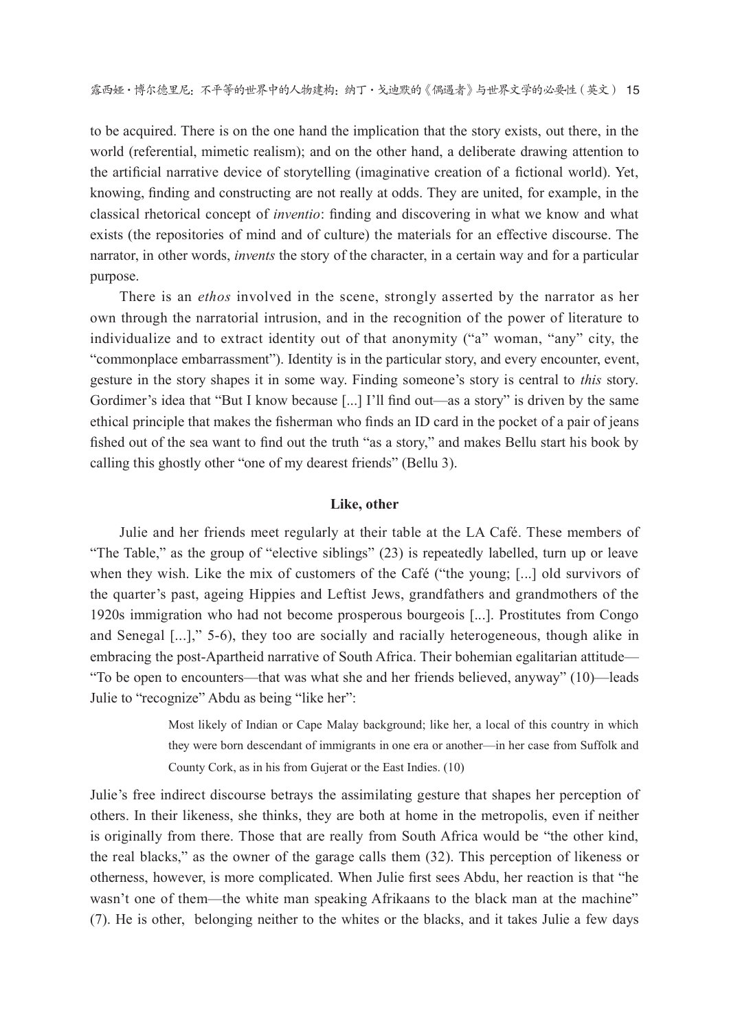to be acquired. There is on the one hand the implication that the story exists, out there, in the world (referential, mimetic realism); and on the other hand, a deliberate drawing attention to the artificial narrative device of storytelling (imaginative creation of a fictional world). Yet, knowing, finding and constructing are not really at odds. They are united, for example, in the classical rhetorical concept of *inventio*: finding and discovering in what we know and what exists (the repositories of mind and of culture) the materials for an effective discourse. The narrator, in other words, *invents* the story of the character, in a certain way and for a particular purpose.

There is an *ethos* involved in the scene, strongly asserted by the narrator as her own through the narratorial intrusion, and in the recognition of the power of literature to individualize and to extract identity out of that anonymity ("a" woman, "any" city, the "commonplace embarrassment"). Identity is in the particular story, and every encounter, event, gesture in the story shapes it in some way. Finding someone's story is central to *this* story. Gordimer's idea that "But I know because [...] I'll find out—as a story" is driven by the same ethical principle that makes the fisherman who finds an ID card in the pocket of a pair of jeans fished out of the sea want to find out the truth "as a story," and makes Bellu start his book by calling this ghostly other "one of my dearest friends" (Bellu 3).

### Like, other

Julie and her friends meet regularly at their table at the LA Café. These members of "The Table," as the group of "elective siblings" (23) is repeatedly labelled, turn up or leave when they wish. Like the mix of customers of the Café ("the young; [...] old survivors of the quarter's past, ageing Hippies and Leftist Jews, grandfathers and grandmothers of the 1920s immigration who had not become prosperous bourgeois [...]. Prostitutes from Congo and Senegal [...]," 5-6), they too are socially and racially heterogeneous, though alike in embracing the post-Apartheid narrative of South Africa. Their bohemian egalitarian attitude—"To be open to encounters—that was what she and her friends believed, anyway" (10)—leads Julie to "recognize" Abdu as being "like her":

> Most likely of Indian or Cape Malay background; like her, a local of this country in which they were born descendant of immigrants in one era or another—in her case from Suffolk and County Cork, as in his from Gujerat or the East Indies. (10)

Julie's free indirect discourse betrays the assimilating gesture that shapes her perception of others. In their likeness, she thinks, they are both at home in the metropolis, even if neither is originally from there. Those that are really from South Africa would be "the other kind, the real blacks," as the owner of the garage calls them (32). This perception of likeness or otherness, however, is more complicated. When Julie first sees Abdu, her reaction is that "he wasn't one of them—the white man speaking Afrikaans to the black man at the machine" (7). He is other, belonging neither to the whites or the blacks, and it takes Julie a few days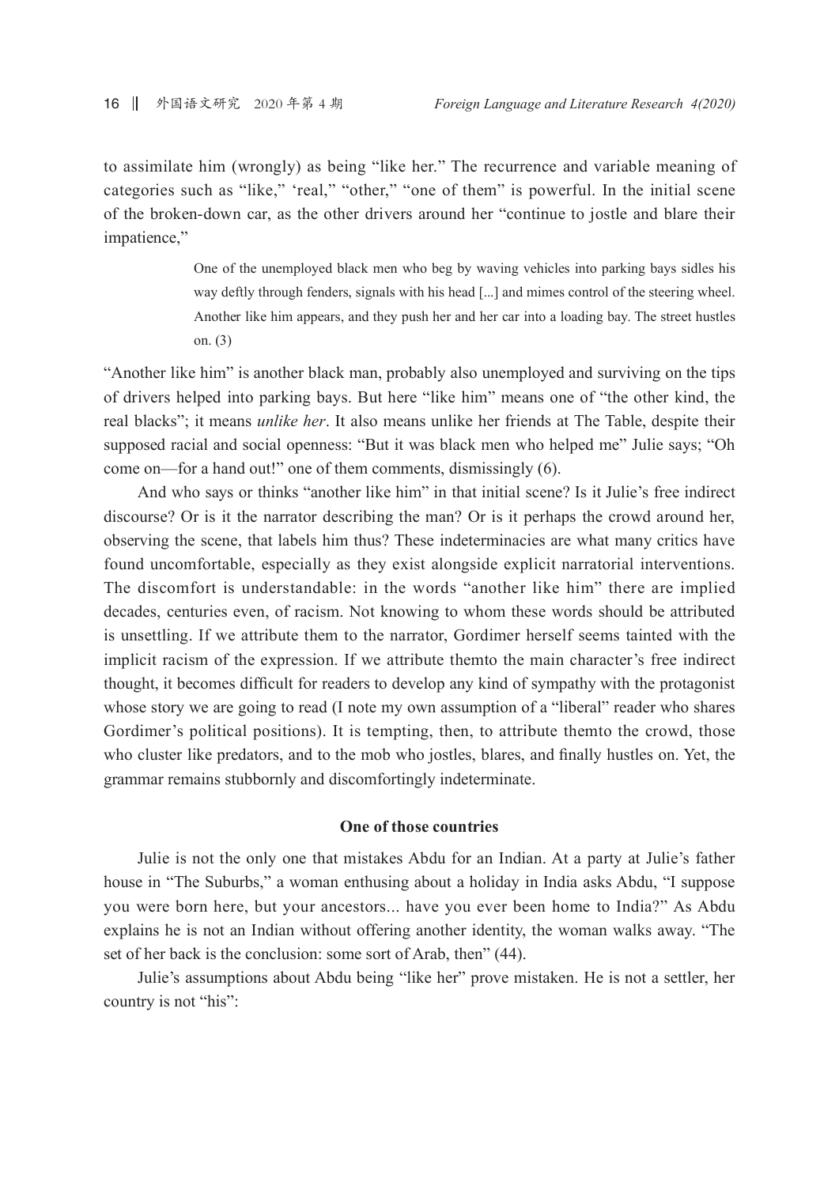to assimilate him (wrongly) as being "like her." The recurrence and variable meaning of categories such as "like," 'real," "other," "one of them" is powerful. In the initial scene of the broken-down car, as the other drivers around her "continue to jostle and blare their impatience,"

> One of the unemployed black men who beg by waving vehicles into parking bays sidles his way deftly through fenders, signals with his head [...] and mimes control of the steering wheel. Another like him appears, and they push her and her car into a loading bay. The street hustles on. (3)

"Another like him" is another black man, probably also unemployed and surviving on the tips of drivers helped into parking bays. But here "like him" means one of "the other kind, the real blacks"; it means *unlike her*. It also means unlike her friends at The Table, despite their supposed racial and social openness: "But it was black men who helped me" Julie says; "Oh come on—for a hand out!" one of them comments, dismissingly (6).

And who says or thinks "another like him" in that initial scene? Is it Julie's free indirect discourse? Or is it the narrator describing the man? Or is it perhaps the crowd around her, observing the scene, that labels him thus? These indeterminacies are what many critics have found uncomfortable, especially as they exist alongside explicit narratorial interventions. The discomfort is understandable: in the words "another like him" there are implied decades, centuries even, of racism. Not knowing to whom these words should be attributed is unsettling. If we attribute them to the narrator, Gordimer herself seems tainted with the implicit racism of the expression. If we attribute themto the main character's free indirect thought, it becomes difficult for readers to develop any kind of sympathy with the protagonist whose story we are going to read (I note my own assumption of a "liberal" reader who shares Gordimer's political positions). It is tempting, then, to attribute themto the crowd, those who cluster like predators, and to the mob who jostles, blares, and finally hustles on. Yet, the grammar remains stubbornly and discomfortingly indeterminate.

## One of those countries

Julie is not the only one that mistakes Abdu for an Indian. At a party at Julie's father house in "The Suburbs," a woman enthusing about a holiday in India asks Abdu, "I suppose you were born here, but your ancestors... have you ever been home to India?" As Abdu explains he is not an Indian without offering another identity, the woman walks away. "The set of her back is the conclusion: some sort of Arab, then" (44).

Julie's assumptions about Abdu being "like her" prove mistaken. He is not a settler, her country is not "his":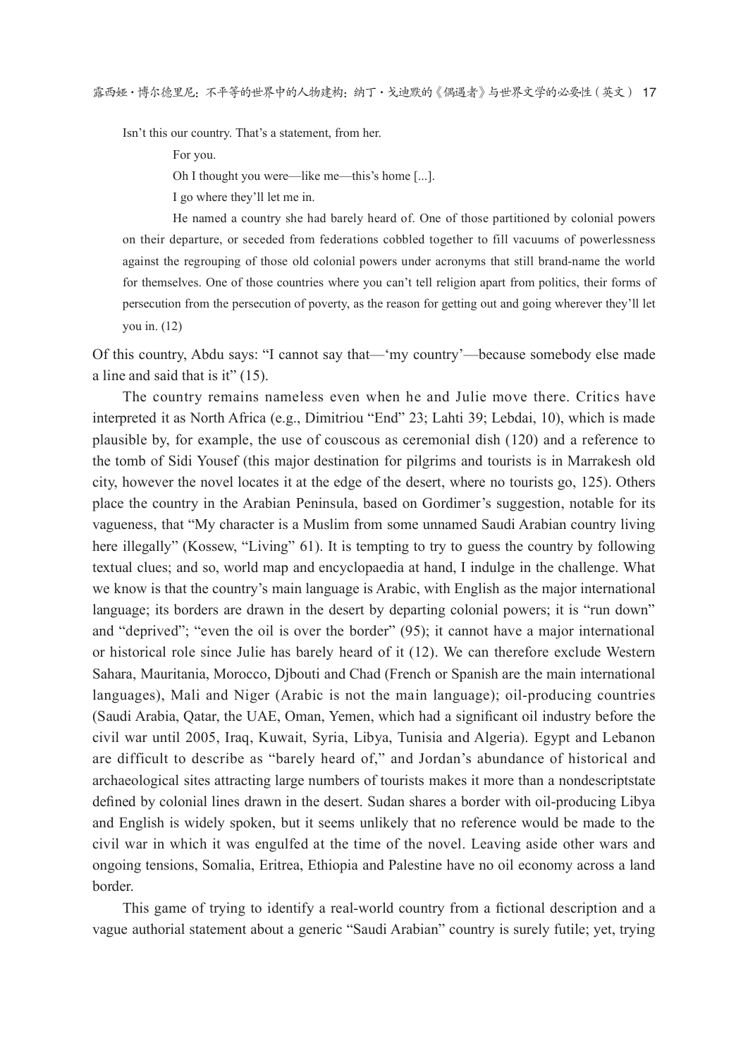> Isn't this our country. That's a statement, from her.
>
> For you.
>
> Oh I thought you were—like me—this's home [...].
>
> I go where they'll let me in.
>
> He named a country she had barely heard of. One of those partitioned by colonial powers on their departure, or seceded from federations cobbled together to fill vacuums of powerlessness against the regrouping of those old colonial powers under acronyms that still brand-name the world for themselves. One of those countries where you can't tell religion apart from politics, their forms of persecution from the persecution of poverty, as the reason for getting out and going wherever they'll let you in. (12)

Of this country, Abdu says: "I cannot say that—'my country'—because somebody else made a line and said that is it" (15).

The country remains nameless even when he and Julie move there. Critics have interpreted it as North Africa (e.g., Dimitriou "End" 23; Lahti 39; Lebdai, 10), which is made plausible by, for example, the use of couscous as ceremonial dish (120) and a reference to the tomb of Sidi Yousef (this major destination for pilgrims and tourists is in Marrakesh old city, however the novel locates it at the edge of the desert, where no tourists go, 125). Others place the country in the Arabian Peninsula, based on Gordimer's suggestion, notable for its vagueness, that "My character is a Muslim from some unnamed Saudi Arabian country living here illegally" (Kossew, "Living" 61). It is tempting to try to guess the country by following textual clues; and so, world map and encyclopaedia at hand, I indulge in the challenge. What we know is that the country's main language is Arabic, with English as the major international language; its borders are drawn in the desert by departing colonial powers; it is "run down" and "deprived"; "even the oil is over the border" (95); it cannot have a major international or historical role since Julie has barely heard of it (12). We can therefore exclude Western Sahara, Mauritania, Morocco, Djbouti and Chad (French or Spanish are the main international languages), Mali and Niger (Arabic is not the main language); oil-producing countries (Saudi Arabia, Qatar, the UAE, Oman, Yemen, which had a significant oil industry before the civil war until 2005, Iraq, Kuwait, Syria, Libya, Tunisia and Algeria). Egypt and Lebanon are difficult to describe as "barely heard of," and Jordan's abundance of historical and archaeological sites attracting large numbers of tourists makes it more than a nondescriptstate defined by colonial lines drawn in the desert. Sudan shares a border with oil-producing Libya and English is widely spoken, but it seems unlikely that no reference would be made to the civil war in which it was engulfed at the time of the novel. Leaving aside other wars and ongoing tensions, Somalia, Eritrea, Ethiopia and Palestine have no oil economy across a land border.

This game of trying to identify a real-world country from a fictional description and a vague authorial statement about a generic "Saudi Arabian" country is surely futile; yet, trying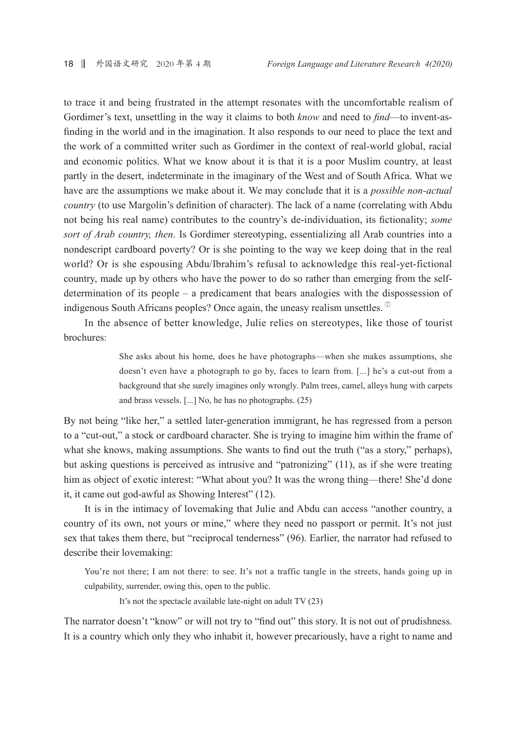to trace it and being frustrated in the attempt resonates with the uncomfortable realism of Gordimer's text, unsettling in the way it claims to both *know* and need to *find*—to invent-as-finding in the world and in the imagination. It also responds to our need to place the text and the work of a committed writer such as Gordimer in the context of real-world global, racial and economic politics. What we know about it is that it is a poor Muslim country, at least partly in the desert, indeterminate in the imaginary of the West and of South Africa. What we have are the assumptions we make about it. We may conclude that it is a *possible non-actual country* (to use Margolin's definition of character). The lack of a name (correlating with Abdu not being his real name) contributes to the country's de-individuation, its fictionality; *some sort of Arab country, then*. Is Gordimer stereotyping, essentializing all Arab countries into a nondescript cardboard poverty? Or is she pointing to the way we keep doing that in the real world? Or is she espousing Abdu/Ibrahim's refusal to acknowledge this real-yet-fictional country, made up by others who have the power to do so rather than emerging from the self-determination of its people – a predicament that bears analogies with the dispossession of indigenous South Africans peoples? Once again, the uneasy realism unsettles. ⑦

In the absence of better knowledge, Julie relies on stereotypes, like those of tourist brochures:

> She asks about his home, does he have photographs—when she makes assumptions, she doesn't even have a photograph to go by, faces to learn from. [...] he's a cut-out from a background that she surely imagines only wrongly. Palm trees, camel, alleys hung with carpets and brass vessels. [...] No, he has no photographs. (25)

By not being "like her," a settled later-generation immigrant, he has regressed from a person to a "cut-out," a stock or cardboard character. She is trying to imagine him within the frame of what she knows, making assumptions. She wants to find out the truth ("as a story," perhaps), but asking questions is perceived as intrusive and "patronizing" (11), as if she were treating him as object of exotic interest: "What about you? It was the wrong thing—there! She'd done it, it came out god-awful as Showing Interest" (12).

It is in the intimacy of lovemaking that Julie and Abdu can access "another country, a country of its own, not yours or mine," where they need no passport or permit. It's not just sex that takes them there, but "reciprocal tenderness" (96). Earlier, the narrator had refused to describe their lovemaking:

> You're not there; I am not there: to see. It's not a traffic tangle in the streets, hands going up in culpability, surrender, owing this, open to the public.
>
> It's not the spectacle available late-night on adult TV (23)

The narrator doesn't "know" or will not try to "find out" this story. It is not out of prudishness. It is a country which only they who inhabit it, however precariously, have a right to name and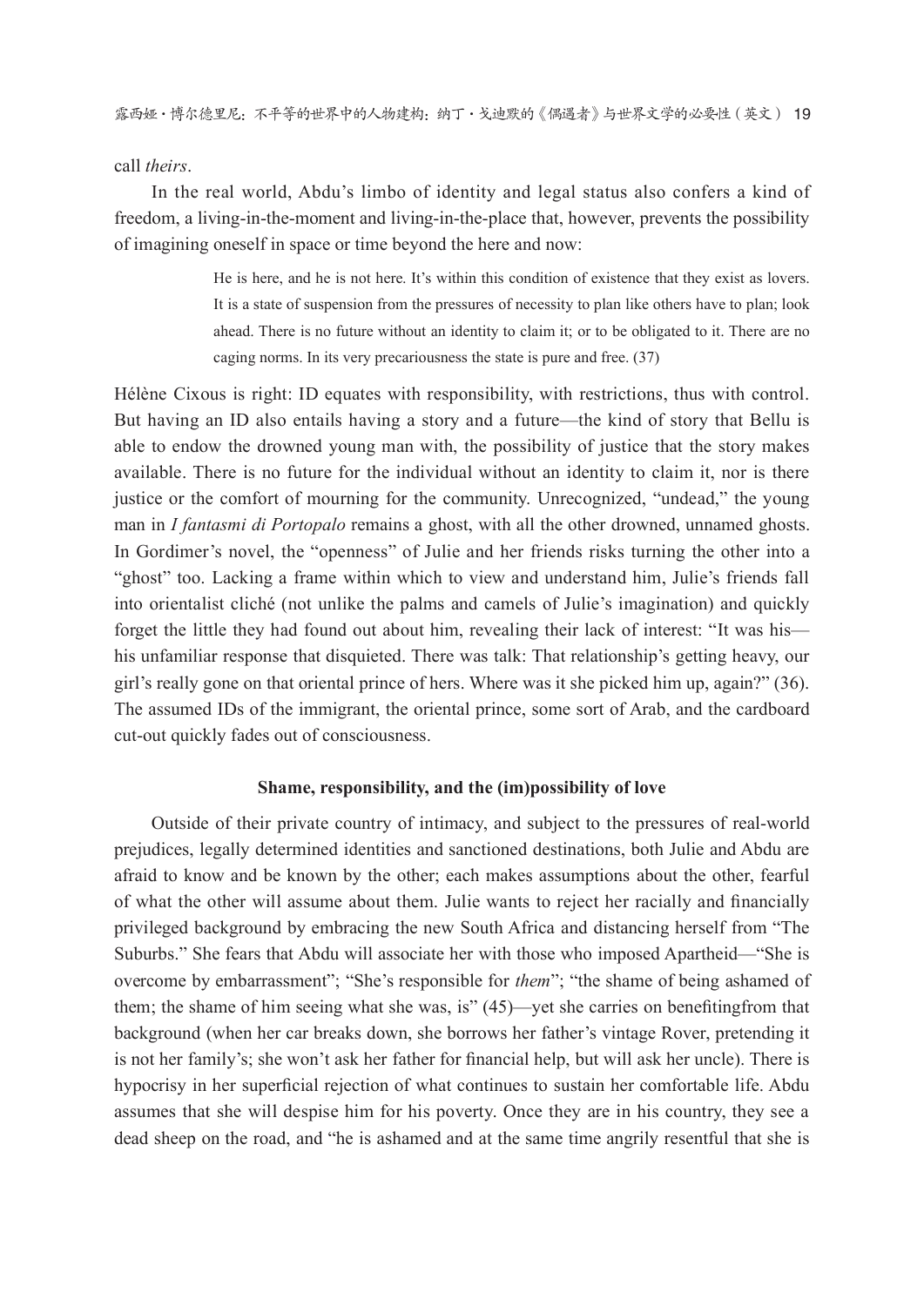call *theirs*.

In the real world, Abdu's limbo of identity and legal status also confers a kind of freedom, a living-in-the-moment and living-in-the-place that, however, prevents the possibility of imagining oneself in space or time beyond the here and now:

> He is here, and he is not here. It's within this condition of existence that they exist as lovers. It is a state of suspension from the pressures of necessity to plan like others have to plan; look ahead. There is no future without an identity to claim it; or to be obligated to it. There are no caging norms. In its very precariousness the state is pure and free. (37)

Hélène Cixous is right: ID equates with responsibility, with restrictions, thus with control. But having an ID also entails having a story and a future—the kind of story that Bellu is able to endow the drowned young man with, the possibility of justice that the story makes available. There is no future for the individual without an identity to claim it, nor is there justice or the comfort of mourning for the community. Unrecognized, "undead," the young man in *I fantasmi di Portopalo* remains a ghost, with all the other drowned, unnamed ghosts. In Gordimer's novel, the "openness" of Julie and her friends risks turning the other into a "ghost" too. Lacking a frame within which to view and understand him, Julie's friends fall into orientalist cliché (not unlike the palms and camels of Julie's imagination) and quickly forget the little they had found out about him, revealing their lack of interest: "It was his—his unfamiliar response that disquieted. There was talk: That relationship's getting heavy, our girl's really gone on that oriental prince of hers. Where was it she picked him up, again?" (36). The assumed IDs of the immigrant, the oriental prince, some sort of Arab, and the cardboard cut-out quickly fades out of consciousness.

### Shame, responsibility, and the (im)possibility of love

Outside of their private country of intimacy, and subject to the pressures of real-world prejudices, legally determined identities and sanctioned destinations, both Julie and Abdu are afraid to know and be known by the other; each makes assumptions about the other, fearful of what the other will assume about them. Julie wants to reject her racially and financially privileged background by embracing the new South Africa and distancing herself from "The Suburbs." She fears that Abdu will associate her with those who imposed Apartheid—"She is overcome by embarrassment"; "She's responsible for *them*"; "the shame of being ashamed of them; the shame of him seeing what she was, is" (45)—yet she carries on benefitingfrom that background (when her car breaks down, she borrows her father's vintage Rover, pretending it is not her family's; she won't ask her father for financial help, but will ask her uncle). There is hypocrisy in her superficial rejection of what continues to sustain her comfortable life. Abdu assumes that she will despise him for his poverty. Once they are in his country, they see a dead sheep on the road, and "he is ashamed and at the same time angrily resentful that she is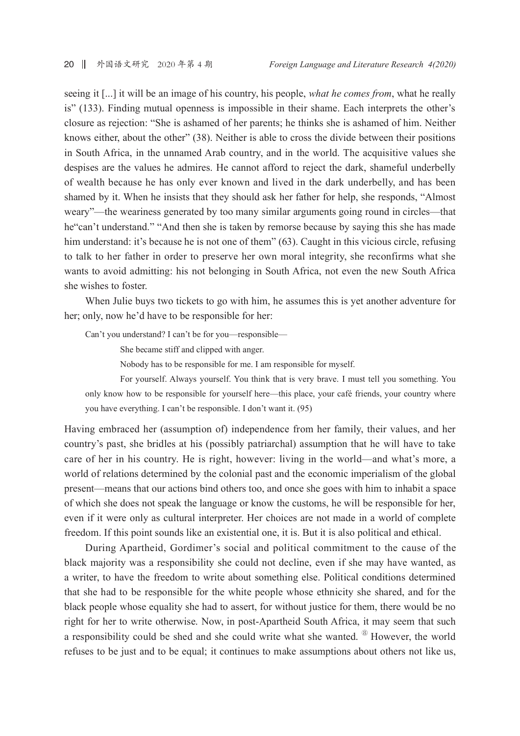seeing it [...] it will be an image of his country, his people, *what he comes from*, what he really is" (133). Finding mutual openness is impossible in their shame. Each interprets the other's closure as rejection: "She is ashamed of her parents; he thinks she is ashamed of him. Neither knows either, about the other" (38). Neither is able to cross the divide between their positions in South Africa, in the unnamed Arab country, and in the world. The acquisitive values she despises are the values he admires. He cannot afford to reject the dark, shameful underbelly of wealth because he has only ever known and lived in the dark underbelly, and has been shamed by it. When he insists that they should ask her father for help, she responds, "Almost weary"—the weariness generated by too many similar arguments going round in circles—that he"can't understand." "And then she is taken by remorse because by saying this she has made him understand: it's because he is not one of them" (63). Caught in this vicious circle, refusing to talk to her father in order to preserve her own moral integrity, she reconfirms what she wants to avoid admitting: his not belonging in South Africa, not even the new South Africa she wishes to foster.

When Julie buys two tickets to go with him, he assumes this is yet another adventure for her; only, now he'd have to be responsible for her:

> Can't you understand? I can't be for you—responsible—
>
> She became stiff and clipped with anger.
>
> Nobody has to be responsible for me. I am responsible for myself.
>
> For yourself. Always yourself. You think that is very brave. I must tell you something. You only know how to be responsible for yourself here—this place, your café friends, your country where you have everything. I can't be responsible. I don't want it. (95)

Having embraced her (assumption of) independence from her family, their values, and her country's past, she bridles at his (possibly patriarchal) assumption that he will have to take care of her in his country. He is right, however: living in the world—and what's more, a world of relations determined by the colonial past and the economic imperialism of the global present—means that our actions bind others too, and once she goes with him to inhabit a space of which she does not speak the language or know the customs, he will be responsible for her, even if it were only as cultural interpreter. Her choices are not made in a world of complete freedom. If this point sounds like an existential one, it is. But it is also political and ethical.

During Apartheid, Gordimer's social and political commitment to the cause of the black majority was a responsibility she could not decline, even if she may have wanted, as a writer, to have the freedom to write about something else. Political conditions determined that she had to be responsible for the white people whose ethnicity she shared, and for the black people whose equality she had to assert, for without justice for them, there would be no right for her to write otherwise. Now, in post-Apartheid South Africa, it may seem that such a responsibility could be shed and she could write what she wanted. [8] However, the world refuses to be just and to be equal; it continues to make assumptions about others not like us,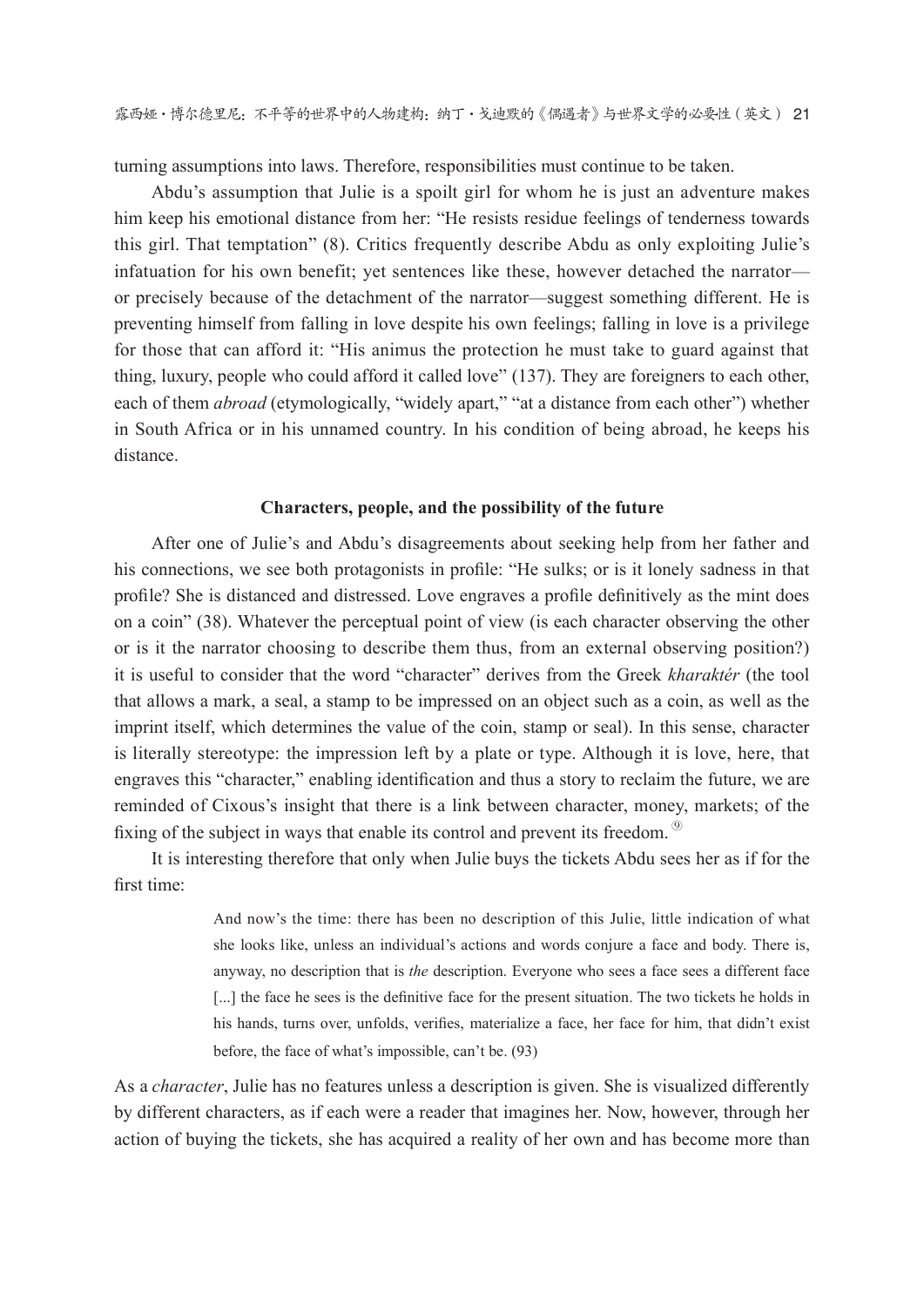turning assumptions into laws. Therefore, responsibilities must continue to be taken.

Abdu's assumption that Julie is a spoilt girl for whom he is just an adventure makes him keep his emotional distance from her: "He resists residue feelings of tenderness towards this girl. That temptation" (8). Critics frequently describe Abdu as only exploiting Julie's infatuation for his own benefit; yet sentences like these, however detached the narrator—or precisely because of the detachment of the narrator—suggest something different. He is preventing himself from falling in love despite his own feelings; falling in love is a privilege for those that can afford it: "His animus the protection he must take to guard against that thing, luxury, people who could afford it called love" (137). They are foreigners to each other, each of them *abroad* (etymologically, "widely apart," "at a distance from each other") whether in South Africa or in his unnamed country. In his condition of being abroad, he keeps his distance.

### Characters, people, and the possibility of the future

After one of Julie's and Abdu's disagreements about seeking help from her father and his connections, we see both protagonists in profile: "He sulks; or is it lonely sadness in that profile? She is distanced and distressed. Love engraves a profile definitively as the mint does on a coin" (38). Whatever the perceptual point of view (is each character observing the other or is it the narrator choosing to describe them thus, from an external observing position?) it is useful to consider that the word "character" derives from the Greek *kharaktér* (the tool that allows a mark, a seal, a stamp to be impressed on an object such as a coin, as well as the imprint itself, which determines the value of the coin, stamp or seal). In this sense, character is literally stereotype: the impression left by a plate or type. Although it is love, here, that engraves this "character," enabling identification and thus a story to reclaim the future, we are reminded of Cixous's insight that there is a link between character, money, markets; of the fixing of the subject in ways that enable its control and prevent its freedom.[9]

It is interesting therefore that only when Julie buys the tickets Abdu sees her as if for the first time:

> And now's the time: there has been no description of this Julie, little indication of what she looks like, unless an individual's actions and words conjure a face and body. There is, anyway, no description that is *the* description. Everyone who sees a face sees a different face [...] the face he sees is the definitive face for the present situation. The two tickets he holds in his hands, turns over, unfolds, verifies, materialize a face, her face for him, that didn't exist before, the face of what's impossible, can't be. (93)

As a *character*, Julie has no features unless a description is given. She is visualized differently by different characters, as if each were a reader that imagines her. Now, however, through her action of buying the tickets, she has acquired a reality of her own and has become more than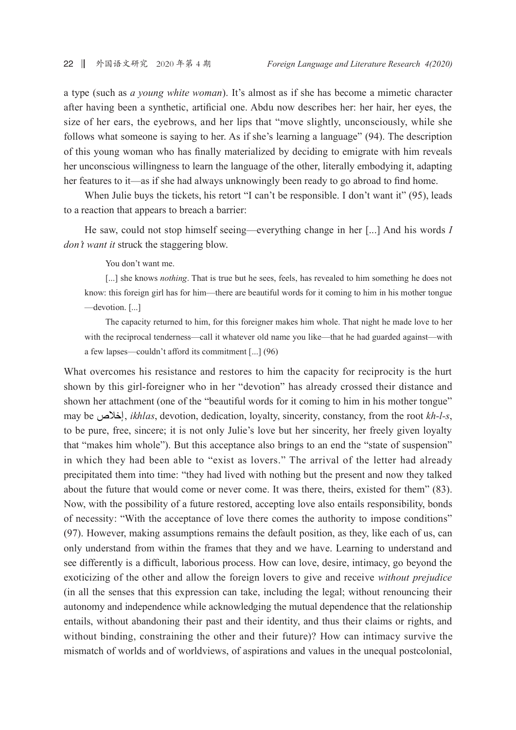a type (such as *a young white woman*). It's almost as if she has become a mimetic character after having been a synthetic, artificial one. Abdu now describes her: her hair, her eyes, the size of her ears, the eyebrows, and her lips that "move slightly, unconsciously, while she follows what someone is saying to her. As if she's learning a language" (94). The description of this young woman who has finally materialized by deciding to emigrate with him reveals her unconscious willingness to learn the language of the other, literally embodying it, adapting her features to it—as if she had always unknowingly been ready to go abroad to find home.

When Julie buys the tickets, his retort "I can't be responsible. I don't want it" (95), leads to a reaction that appears to breach a barrier:

> He saw, could not stop himself seeing—everything change in her [...] And his words *I don't want it* struck the staggering blow.
>
> You don't want me.
>
> [...] she knows *nothing*. That is true but he sees, feels, has revealed to him something he does not know: this foreign girl has for him—there are beautiful words for it coming to him in his mother tongue—devotion. [...]
>
> The capacity returned to him, for this foreigner makes him whole. That night he made love to her with the reciprocal tenderness—call it whatever old name you like—that he had guarded against—with a few lapses—couldn't afford its commitment [...] (96)

What overcomes his resistance and restores to him the capacity for reciprocity is the hurt shown by this girl-foreigner who in her "devotion" has already crossed their distance and shown her attachment (one of the "beautiful words for it coming to him in his mother tongue" may be إخلاص, *ikhlas*, devotion, dedication, loyalty, sincerity, constancy, from the root *kh-l-s*, to be pure, free, sincere; it is not only Julie's love but her sincerity, her freely given loyalty that "makes him whole"). But this acceptance also brings to an end the "state of suspension" in which they had been able to "exist as lovers." The arrival of the letter had already precipitated them into time: "they had lived with nothing but the present and now they talked about the future that would come or never come. It was there, theirs, existed for them" (83). Now, with the possibility of a future restored, accepting love also entails responsibility, bonds of necessity: "With the acceptance of love there comes the authority to impose conditions" (97). However, making assumptions remains the default position, as they, like each of us, can only understand from within the frames that they and we have. Learning to understand and see differently is a difficult, laborious process. How can love, desire, intimacy, go beyond the exoticizing of the other and allow the foreign lovers to give and receive *without prejudice* (in all the senses that this expression can take, including the legal; without renouncing their autonomy and independence while acknowledging the mutual dependence that the relationship entails, without abandoning their past and their identity, and thus their claims or rights, and without binding, constraining the other and their future)? How can intimacy survive the mismatch of worlds and of worldviews, of aspirations and values in the unequal postcolonial,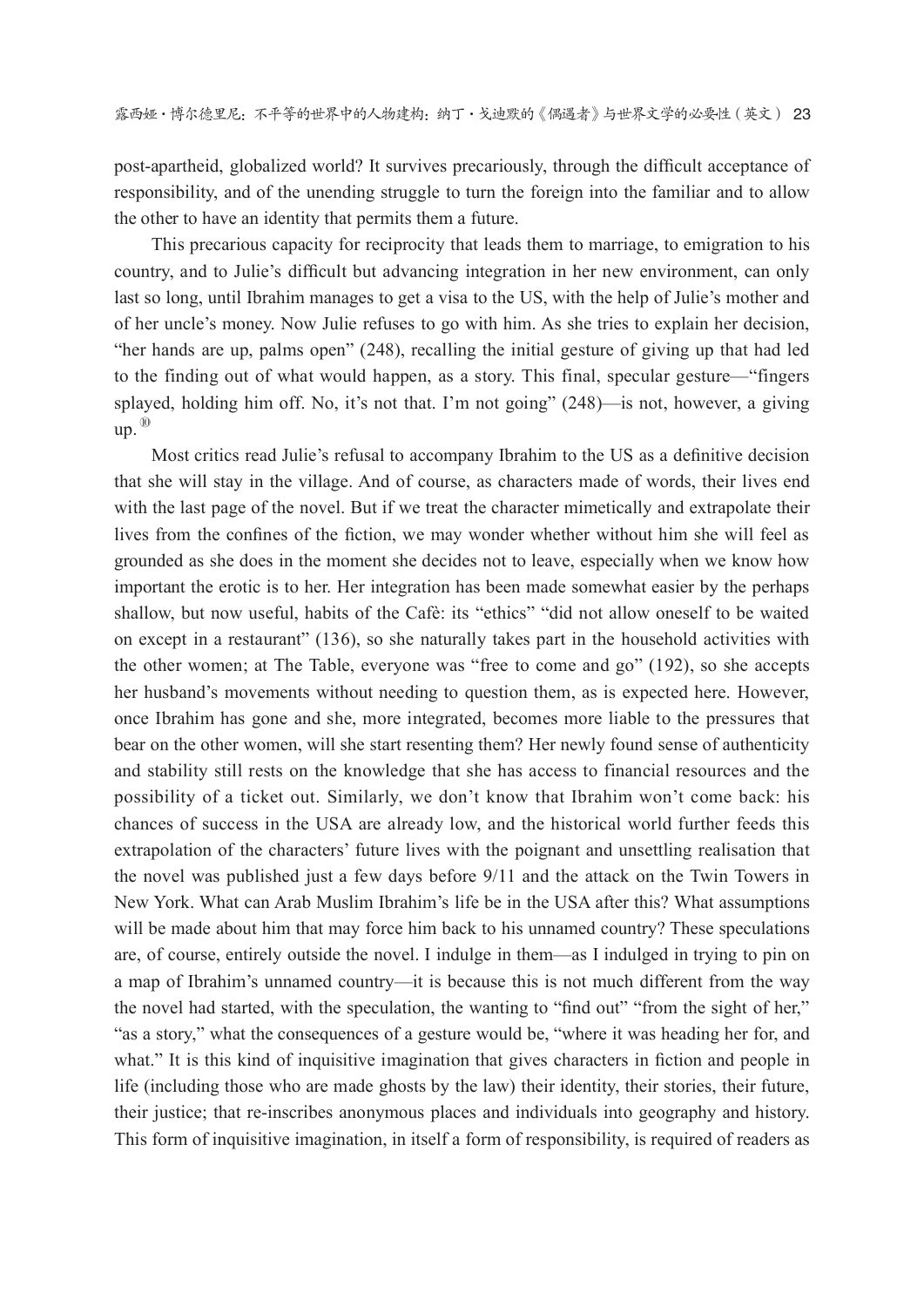post-apartheid, globalized world? It survives precariously, through the difficult acceptance of responsibility, and of the unending struggle to turn the foreign into the familiar and to allow the other to have an identity that permits them a future.

This precarious capacity for reciprocity that leads them to marriage, to emigration to his country, and to Julie's difficult but advancing integration in her new environment, can only last so long, until Ibrahim manages to get a visa to the US, with the help of Julie's mother and of her uncle's money. Now Julie refuses to go with him. As she tries to explain her decision, "her hands are up, palms open" (248), recalling the initial gesture of giving up that had led to the finding out of what would happen, as a story. This final, specular gesture—"fingers splayed, holding him off. No, it's not that. I'm not going" (248)—is not, however, a giving up.[10]

Most critics read Julie's refusal to accompany Ibrahim to the US as a definitive decision that she will stay in the village. And of course, as characters made of words, their lives end with the last page of the novel. But if we treat the character mimetically and extrapolate their lives from the confines of the fiction, we may wonder whether without him she will feel as grounded as she does in the moment she decides not to leave, especially when we know how important the erotic is to her. Her integration has been made somewhat easier by the perhaps shallow, but now useful, habits of the Cafè: its "ethics" "did not allow oneself to be waited on except in a restaurant" (136), so she naturally takes part in the household activities with the other women; at The Table, everyone was "free to come and go" (192), so she accepts her husband's movements without needing to question them, as is expected here. However, once Ibrahim has gone and she, more integrated, becomes more liable to the pressures that bear on the other women, will she start resenting them? Her newly found sense of authenticity and stability still rests on the knowledge that she has access to financial resources and the possibility of a ticket out. Similarly, we don't know that Ibrahim won't come back: his chances of success in the USA are already low, and the historical world further feeds this extrapolation of the characters' future lives with the poignant and unsettling realisation that the novel was published just a few days before 9/11 and the attack on the Twin Towers in New York. What can Arab Muslim Ibrahim's life be in the USA after this? What assumptions will be made about him that may force him back to his unnamed country? These speculations are, of course, entirely outside the novel. I indulge in them—as I indulged in trying to pin on a map of Ibrahim's unnamed country—it is because this is not much different from the way the novel had started, with the speculation, the wanting to "find out" "from the sight of her," "as a story," what the consequences of a gesture would be, "where it was heading her for, and what." It is this kind of inquisitive imagination that gives characters in fiction and people in life (including those who are made ghosts by the law) their identity, their stories, their future, their justice; that re-inscribes anonymous places and individuals into geography and history. This form of inquisitive imagination, in itself a form of responsibility, is required of readers as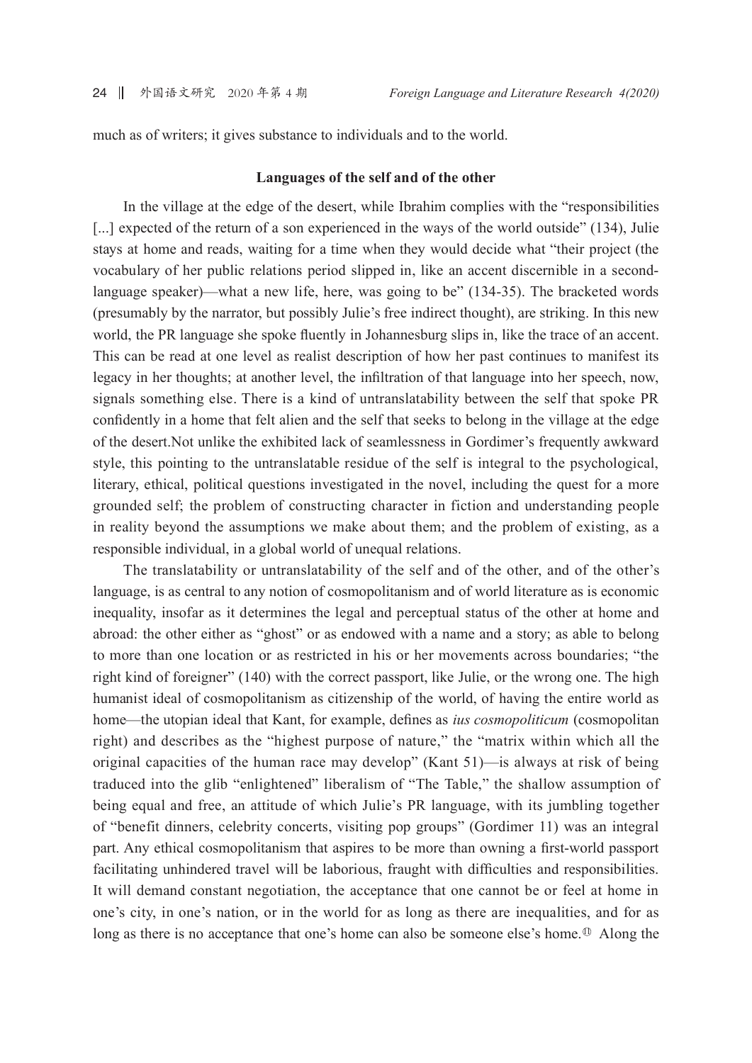much as of writers; it gives substance to individuals and to the world.

### Languages of the self and of the other

In the village at the edge of the desert, while Ibrahim complies with the "responsibilities [...] expected of the return of a son experienced in the ways of the world outside" (134), Julie stays at home and reads, waiting for a time when they would decide what "their project (the vocabulary of her public relations period slipped in, like an accent discernible in a second-language speaker)—what a new life, here, was going to be" (134-35). The bracketed words (presumably by the narrator, but possibly Julie's free indirect thought), are striking. In this new world, the PR language she spoke fluently in Johannesburg slips in, like the trace of an accent. This can be read at one level as realist description of how her past continues to manifest its legacy in her thoughts; at another level, the infiltration of that language into her speech, now, signals something else. There is a kind of untranslatability between the self that spoke PR confidently in a home that felt alien and the self that seeks to belong in the village at the edge of the desert.Not unlike the exhibited lack of seamlessness in Gordimer's frequently awkward style, this pointing to the untranslatable residue of the self is integral to the psychological, literary, ethical, political questions investigated in the novel, including the quest for a more grounded self; the problem of constructing character in fiction and understanding people in reality beyond the assumptions we make about them; and the problem of existing, as a responsible individual, in a global world of unequal relations.

The translatability or untranslatability of the self and of the other, and of the other's language, is as central to any notion of cosmopolitanism and of world literature as is economic inequality, insofar as it determines the legal and perceptual status of the other at home and abroad: the other either as "ghost" or as endowed with a name and a story; as able to belong to more than one location or as restricted in his or her movements across boundaries; "the right kind of foreigner" (140) with the correct passport, like Julie, or the wrong one. The high humanist ideal of cosmopolitanism as citizenship of the world, of having the entire world as home—the utopian ideal that Kant, for example, defines as *ius cosmopoliticum* (cosmopolitan right) and describes as the "highest purpose of nature," the "matrix within which all the original capacities of the human race may develop" (Kant 51)—is always at risk of being traduced into the glib "enlightened" liberalism of "The Table," the shallow assumption of being equal and free, an attitude of which Julie's PR language, with its jumbling together of "benefit dinners, celebrity concerts, visiting pop groups" (Gordimer 11) was an integral part. Any ethical cosmopolitanism that aspires to be more than owning a first-world passport facilitating unhindered travel will be laborious, fraught with difficulties and responsibilities. It will demand constant negotiation, the acceptance that one cannot be or feel at home in one's city, in one's nation, or in the world for as long as there are inequalities, and for as long as there is no acceptance that one's home can also be someone else's home.[1] Along the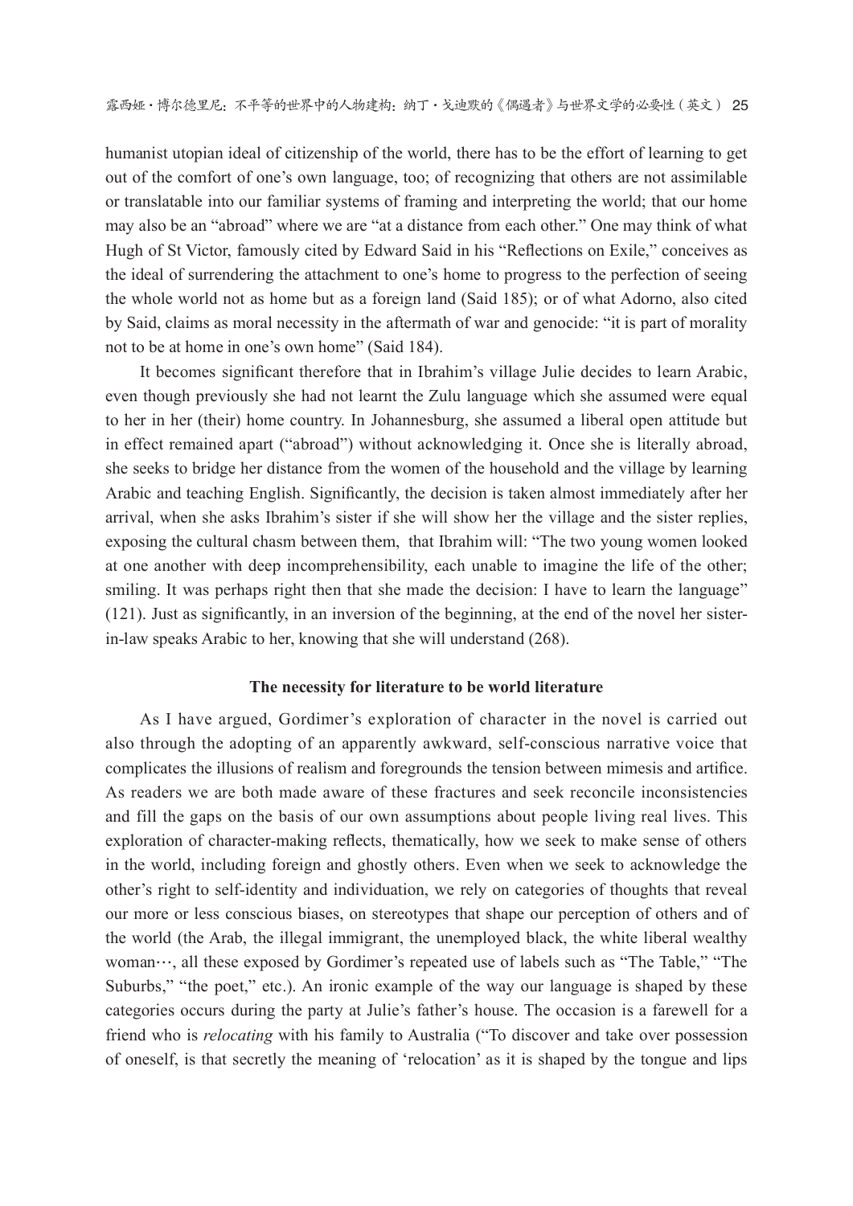humanist utopian ideal of citizenship of the world, there has to be the effort of learning to get out of the comfort of one's own language, too; of recognizing that others are not assimilable or translatable into our familiar systems of framing and interpreting the world; that our home may also be an "abroad" where we are "at a distance from each other." One may think of what Hugh of St Victor, famously cited by Edward Said in his "Reflections on Exile," conceives as the ideal of surrendering the attachment to one's home to progress to the perfection of seeing the whole world not as home but as a foreign land (Said 185); or of what Adorno, also cited by Said, claims as moral necessity in the aftermath of war and genocide: "it is part of morality not to be at home in one's own home" (Said 184).

It becomes significant therefore that in Ibrahim's village Julie decides to learn Arabic, even though previously she had not learnt the Zulu language which she assumed were equal to her in her (their) home country. In Johannesburg, she assumed a liberal open attitude but in effect remained apart ("abroad") without acknowledging it. Once she is literally abroad, she seeks to bridge her distance from the women of the household and the village by learning Arabic and teaching English. Significantly, the decision is taken almost immediately after her arrival, when she asks Ibrahim's sister if she will show her the village and the sister replies, exposing the cultural chasm between them, that Ibrahim will: "The two young women looked at one another with deep incomprehensibility, each unable to imagine the life of the other; smiling. It was perhaps right then that she made the decision: I have to learn the language" (121). Just as significantly, in an inversion of the beginning, at the end of the novel her sister-in-law speaks Arabic to her, knowing that she will understand (268).

## The necessity for literature to be world literature

As I have argued, Gordimer's exploration of character in the novel is carried out also through the adopting of an apparently awkward, self-conscious narrative voice that complicates the illusions of realism and foregrounds the tension between mimesis and artifice. As readers we are both made aware of these fractures and seek reconcile inconsistencies and fill the gaps on the basis of our own assumptions about people living real lives. This exploration of character-making reflects, thematically, how we seek to make sense of others in the world, including foreign and ghostly others. Even when we seek to acknowledge the other's right to self-identity and individuation, we rely on categories of thoughts that reveal our more or less conscious biases, on stereotypes that shape our perception of others and of the world (the Arab, the illegal immigrant, the unemployed black, the white liberal wealthy woman…, all these exposed by Gordimer's repeated use of labels such as "The Table," "The Suburbs," "the poet," etc.). An ironic example of the way our language is shaped by these categories occurs during the party at Julie's father's house. The occasion is a farewell for a friend who is *relocating* with his family to Australia ("To discover and take over possession of oneself, is that secretly the meaning of 'relocation' as it is shaped by the tongue and lips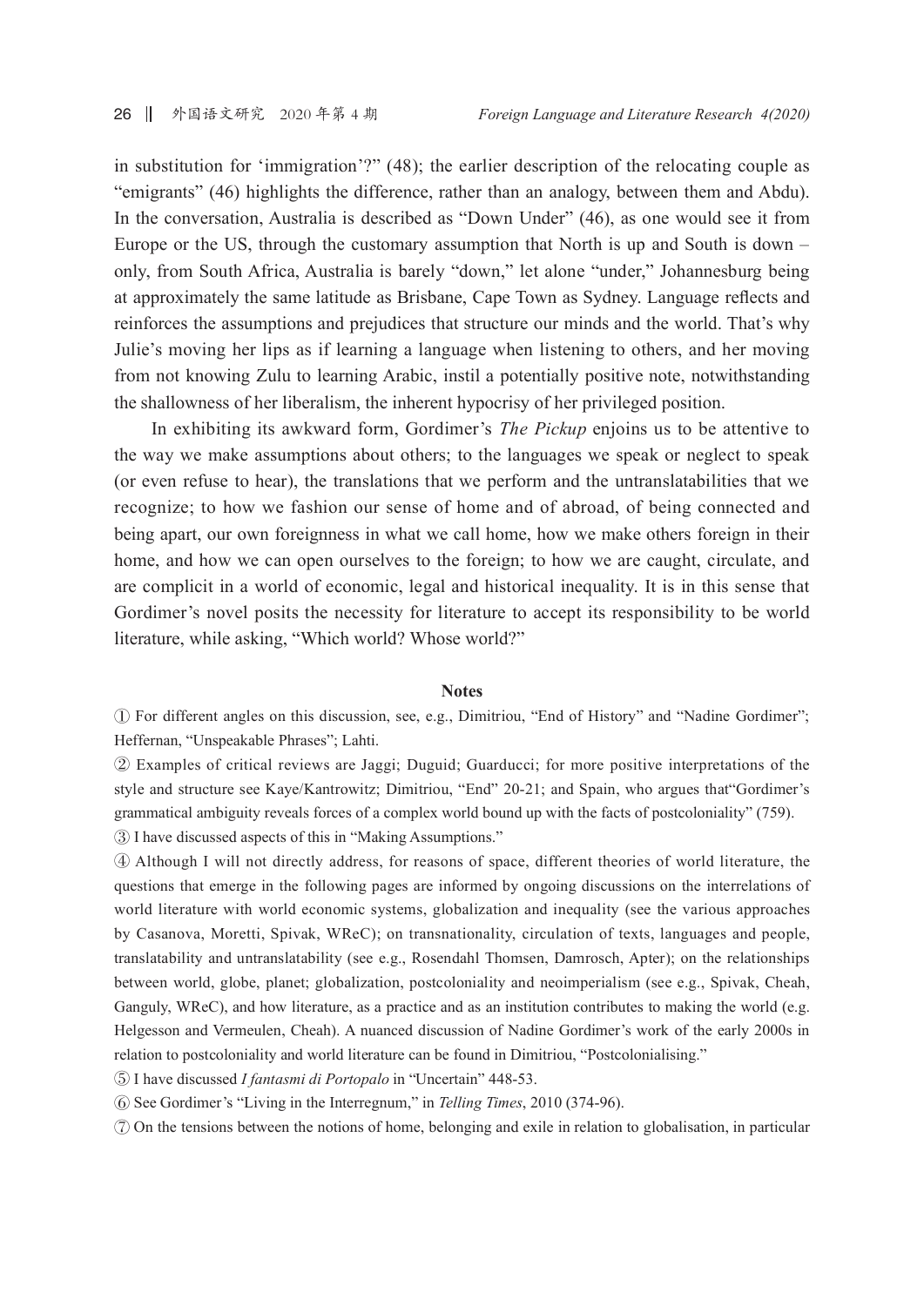in substitution for 'immigration'?" (48); the earlier description of the relocating couple as "emigrants" (46) highlights the difference, rather than an analogy, between them and Abdu). In the conversation, Australia is described as "Down Under" (46), as one would see it from Europe or the US, through the customary assumption that North is up and South is down – only, from South Africa, Australia is barely "down," let alone "under," Johannesburg being at approximately the same latitude as Brisbane, Cape Town as Sydney. Language reflects and reinforces the assumptions and prejudices that structure our minds and the world. That's why Julie's moving her lips as if learning a language when listening to others, and her moving from not knowing Zulu to learning Arabic, instil a potentially positive note, notwithstanding the shallowness of her liberalism, the inherent hypocrisy of her privileged position.

In exhibiting its awkward form, Gordimer's *The Pickup* enjoins us to be attentive to the way we make assumptions about others; to the languages we speak or neglect to speak (or even refuse to hear), the translations that we perform and the untranslatabilities that we recognize; to how we fashion our sense of home and of abroad, of being connected and being apart, our own foreignness in what we call home, how we make others foreign in their home, and how we can open ourselves to the foreign; to how we are caught, circulate, and are complicit in a world of economic, legal and historical inequality. It is in this sense that Gordimer's novel posits the necessity for literature to accept its responsibility to be world literature, while asking, "Which world? Whose world?"

**Notes**

① For different angles on this discussion, see, e.g., Dimitriou, "End of History" and "Nadine Gordimer"; Heffernan, "Unspeakable Phrases"; Lahti.

② Examples of critical reviews are Jaggi; Duguid; Guarducci; for more positive interpretations of the style and structure see Kaye/Kantrowitz; Dimitriou, "End" 20-21; and Spain, who argues that"Gordimer's grammatical ambiguity reveals forces of a complex world bound up with the facts of postcoloniality" (759).

③ I have discussed aspects of this in "Making Assumptions."

④ Although I will not directly address, for reasons of space, different theories of world literature, the questions that emerge in the following pages are informed by ongoing discussions on the interrelations of world literature with world economic systems, globalization and inequality (see the various approaches by Casanova, Moretti, Spivak, WReC); on transnationality, circulation of texts, languages and people, translatability and untranslatability (see e.g., Rosendahl Thomsen, Damrosch, Apter); on the relationships between world, globe, planet; globalization, postcoloniality and neoimperialism (see e.g., Spivak, Cheah, Ganguly, WReC), and how literature, as a practice and as an institution contributes to making the world (e.g. Helgesson and Vermeulen, Cheah). A nuanced discussion of Nadine Gordimer's work of the early 2000s in relation to postcoloniality and world literature can be found in Dimitriou, "Postcolonialising."

⑤ I have discussed *I fantasmi di Portopalo* in "Uncertain" 448-53.

⑥ See Gordimer's "Living in the Interregnum," in *Telling Times*, 2010 (374-96).

⑦ On the tensions between the notions of home, belonging and exile in relation to globalisation, in particular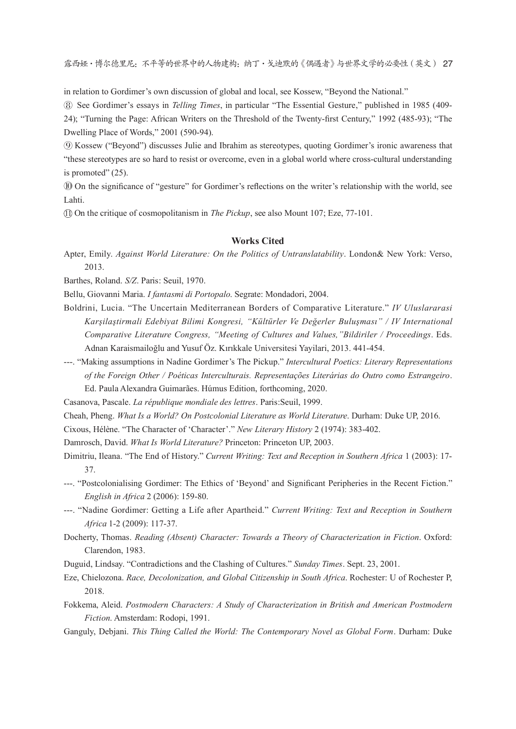in relation to Gordimer's own discussion of global and local, see Kossew, "Beyond the National."

⑧ See Gordimer's essays in *Telling Times*, in particular "The Essential Gesture," published in 1985 (409-24); "Turning the Page: African Writers on the Threshold of the Twenty-first Century," 1992 (485-93); "The Dwelling Place of Words," 2001 (590-94).

⑨ Kossew ("Beyond") discusses Julie and Ibrahim as stereotypes, quoting Gordimer's ironic awareness that "these stereotypes are so hard to resist or overcome, even in a global world where cross-cultural understanding is promoted" (25).

⑩ On the significance of "gesture" for Gordimer's reflections on the writer's relationship with the world, see Lahti.

⑪ On the critique of cosmopolitanism in *The Pickup*, see also Mount 107; Eze, 77-101.

**Works Cited**

Apter, Emily. *Against World Literature: On the Politics of Untranslatability*. London& New York: Verso, 2013.

Barthes, Roland. *S/Z*. Paris: Seuil, 1970.

Bellu, Giovanni Maria. *I fantasmi di Portopalo*. Segrate: Mondadori, 2004.

Boldrini, Lucia. "The Uncertain Mediterranean Borders of Comparative Literature." *IV Uluslararasi Karşilaştirmali Edebiyat Bilimi Kongresi, "Kültürler Ve Değerler Buluşması" / IV International Comparative Literature Congress, "Meeting of Cultures and Values,"Bildiriler / Proceedings*. Eds. Adnan Karaismailoğlu and Yusuf Öz. Kırıkkale Universitesi Yayilari, 2013. 441-454.

---. "Making assumptions in Nadine Gordimer's The Pickup." *Intercultural Poetics: Literary Representations of the Foreign Other / Poéticas Interculturais. Representações Literárias do Outro como Estrangeiro*. Ed. Paula Alexandra Guimarães. Húmus Edition, forthcoming, 2020.

Casanova, Pascale. *La république mondiale des lettres*. Paris:Seuil, 1999.

Cheah, Pheng. *What Is a World? On Postcolonial Literature as World Literature*. Durham: Duke UP, 2016.

Cixous, Hélène. "The Character of 'Character'." *New Literary History* 2 (1974): 383-402.

Damrosch, David. *What Is World Literature?* Princeton: Princeton UP, 2003.

Dimitriu, Ileana. "The End of History." *Current Writing: Text and Reception in Southern Africa* 1 (2003): 17-37.

---. "Postcolonialising Gordimer: The Ethics of 'Beyond' and Significant Peripheries in the Recent Fiction." *English in Africa* 2 (2006): 159-80.

---. "Nadine Gordimer: Getting a Life after Apartheid." *Current Writing: Text and Reception in Southern Africa* 1-2 (2009): 117-37.

Docherty, Thomas. *Reading (Absent) Character: Towards a Theory of Characterization in Fiction*. Oxford: Clarendon, 1983.

Duguid, Lindsay. "Contradictions and the Clashing of Cultures." *Sunday Times*. Sept. 23, 2001.

Eze, Chielozona. *Race, Decolonization, and Global Citizenship in South Africa*. Rochester: U of Rochester P, 2018.

Fokkema, Aleid. *Postmodern Characters: A Study of Characterization in British and American Postmodern Fiction*. Amsterdam: Rodopi, 1991.

Ganguly, Debjani. *This Thing Called the World: The Contemporary Novel as Global Form*. Durham: Duke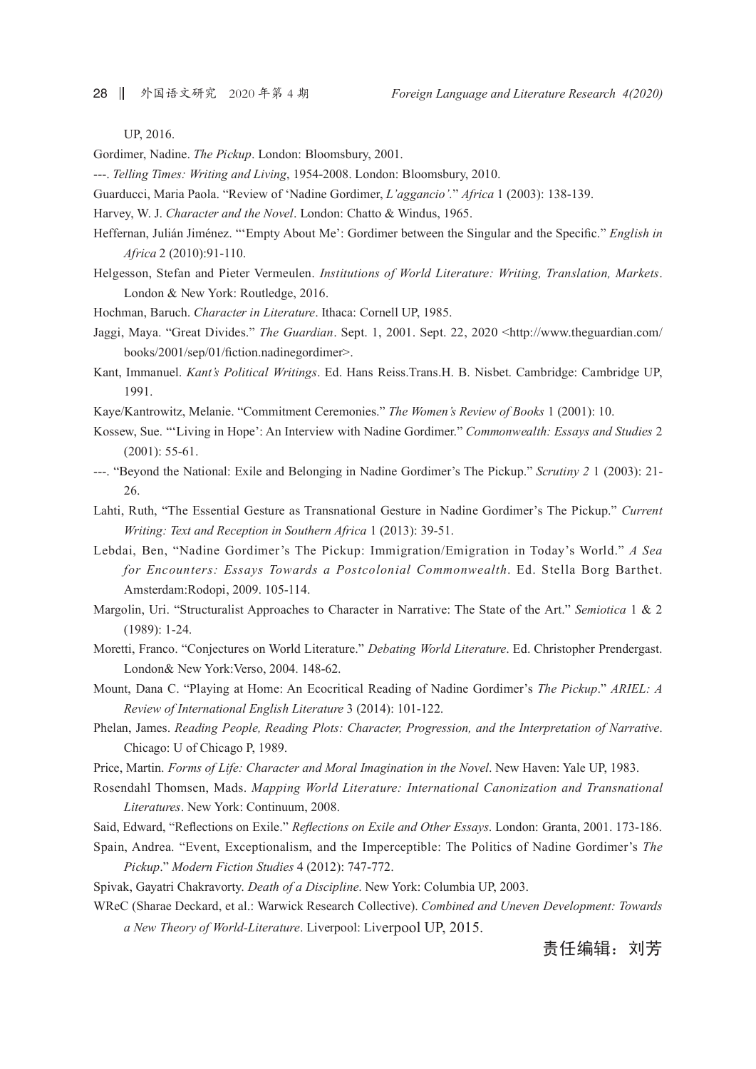UP, 2016.

Gordimer, Nadine. *The Pickup*. London: Bloomsbury, 2001.

---. *Telling Times: Writing and Living*, 1954-2008. London: Bloomsbury, 2010.

Guarducci, Maria Paola. "Review of 'Nadine Gordimer, *L'aggancio'*." *Africa* 1 (2003): 138-139.

Harvey, W. J. *Character and the Novel*. London: Chatto & Windus, 1965.

Heffernan, Julián Jiménez. "'Empty About Me': Gordimer between the Singular and the Specific." *English in Africa* 2 (2010):91-110.

Helgesson, Stefan and Pieter Vermeulen. *Institutions of World Literature: Writing, Translation, Markets*. London & New York: Routledge, 2016.

Hochman, Baruch. *Character in Literature*. Ithaca: Cornell UP, 1985.

Jaggi, Maya. "Great Divides." *The Guardian*. Sept. 1, 2001. Sept. 22, 2020 <http://www.theguardian.com/books/2001/sep/01/fiction.nadinegordimer>.

Kant, Immanuel. *Kant's Political Writings*. Ed. Hans Reiss.Trans.H. B. Nisbet. Cambridge: Cambridge UP, 1991.

Kaye/Kantrowitz, Melanie. "Commitment Ceremonies." *The Women's Review of Books* 1 (2001): 10.

Kossew, Sue. "'Living in Hope': An Interview with Nadine Gordimer." *Commonwealth: Essays and Studies* 2 (2001): 55-61.

---. "Beyond the National: Exile and Belonging in Nadine Gordimer's The Pickup." *Scrutiny 2* 1 (2003): 21-26.

Lahti, Ruth, "The Essential Gesture as Transnational Gesture in Nadine Gordimer's The Pickup." *Current Writing: Text and Reception in Southern Africa* 1 (2013): 39-51.

Lebdai, Ben, "Nadine Gordimer's The Pickup: Immigration/Emigration in Today's World." *A Sea for Encounters: Essays Towards a Postcolonial Commonwealth*. Ed. Stella Borg Barthet. Amsterdam:Rodopi, 2009. 105-114.

Margolin, Uri. "Structuralist Approaches to Character in Narrative: The State of the Art." *Semiotica* 1 & 2 (1989): 1-24.

Moretti, Franco. "Conjectures on World Literature." *Debating World Literature*. Ed. Christopher Prendergast. London& New York:Verso, 2004. 148-62.

Mount, Dana C. "Playing at Home: An Ecocritical Reading of Nadine Gordimer's *The Pickup*." *ARIEL: A Review of International English Literature* 3 (2014): 101-122.

Phelan, James. *Reading People, Reading Plots: Character, Progression, and the Interpretation of Narrative*. Chicago: U of Chicago P, 1989.

Price, Martin. *Forms of Life: Character and Moral Imagination in the Novel*. New Haven: Yale UP, 1983.

Rosendahl Thomsen, Mads. *Mapping World Literature: International Canonization and Transnational Literatures*. New York: Continuum, 2008.

Said, Edward, "Reflections on Exile." *Reflections on Exile and Other Essays*. London: Granta, 2001. 173-186.

Spain, Andrea. "Event, Exceptionalism, and the Imperceptible: The Politics of Nadine Gordimer's *The Pickup*." *Modern Fiction Studies* 4 (2012): 747-772.

Spivak, Gayatri Chakravorty. *Death of a Discipline*. New York: Columbia UP, 2003.

WReC (Sharae Deckard, et al.: Warwick Research Collective). *Combined and Uneven Development: Towards a New Theory of World-Literature*. Liverpool: Liverpool UP, 2015.

责任编辑：刘芳